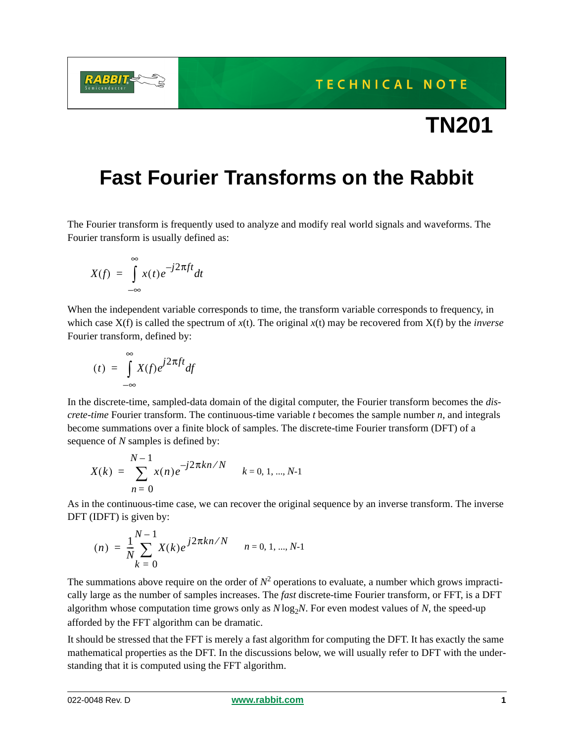TECHNICAL NOTE

# TN201

# Fast Fourier Transforms on the Rabbit

The Fourier transform is frequently used to analyze and modify real world signals and waveforms. The Fourier transform is usually defined as:

$$X(f) = \int_{-\infty}^{\infty} x(t)e^{-j2\pi ft}dt$$

When the independent variable corresponds to time, the transform variable corresponds to frequency, in which case X(f) is called the spectrum of *x*(t). The original *x*(t) may be recovered from X(f) by the *inverse* Fourier transform, defined by:

$$(t) = \int_{-\infty}^{\infty} X(f)e^{j2\pi ft}df$$

In the discrete-time, sampled-data domain of the digital computer, the Fourier transform becomes the *discrete-time* Fourier transform. The continuous-time variable *t* becomes the sample number *n*, and integrals become summations over a finite block of samples. The discrete-time Fourier transform (DFT) of a sequence of *N* samples is defined by:

$$X(k) = \sum_{n=0}^{N-1} x(n)e^{-j2\pi kn/N} \qquad k = 0, 1, ..., N\text{-}1$$

As in the continuous-time case, we can recover the original sequence by an inverse transform. The inverse DFT (IDFT) is given by:

$$(n) = \frac{1}{N}\sum_{k=0}^{N-1} X(k)e^{j2\pi kn/N} \qquad n = 0, 1, ..., N\text{-}1$$

The summations above require on the order of $N^2$ operations to evaluate, a number which grows impractically large as the number of samples increases. The *fast* discrete-time Fourier transform, or FFT, is a DFT algorithm whose computation time grows only as $N\log_2 N$. For even modest values of *N*, the speed-up afforded by the FFT algorithm can be dramatic.

It should be stressed that the FFT is merely a fast algorithm for computing the DFT. It has exactly the same mathematical properties as the DFT. In the discussions below, we will usually refer to DFT with the understanding that it is computed using the FFT algorithm.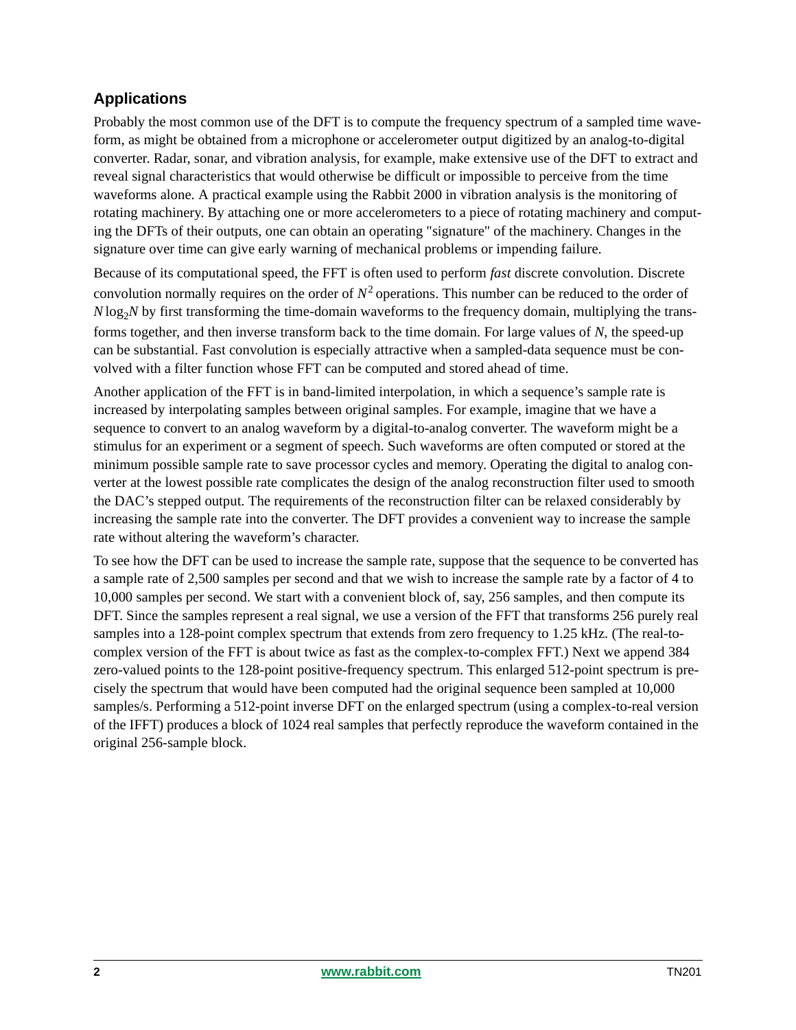## Applications

Probably the most common use of the DFT is to compute the frequency spectrum of a sampled time waveform, as might be obtained from a microphone or accelerometer output digitized by an analog-to-digital converter. Radar, sonar, and vibration analysis, for example, make extensive use of the DFT to extract and reveal signal characteristics that would otherwise be difficult or impossible to perceive from the time waveforms alone. A practical example using the Rabbit 2000 in vibration analysis is the monitoring of rotating machinery. By attaching one or more accelerometers to a piece of rotating machinery and computing the DFTs of their outputs, one can obtain an operating "signature" of the machinery. Changes in the signature over time can give early warning of mechanical problems or impending failure.

Because of its computational speed, the FFT is often used to perform *fast* discrete convolution. Discrete convolution normally requires on the order of $N^2$ operations. This number can be reduced to the order of $N \log_2 N$ by first transforming the time-domain waveforms to the frequency domain, multiplying the transforms together, and then inverse transform back to the time domain. For large values of $N$, the speed-up can be substantial. Fast convolution is especially attractive when a sampled-data sequence must be convolved with a filter function whose FFT can be computed and stored ahead of time.

Another application of the FFT is in band-limited interpolation, in which a sequence's sample rate is increased by interpolating samples between original samples. For example, imagine that we have a sequence to convert to an analog waveform by a digital-to-analog converter. The waveform might be a stimulus for an experiment or a segment of speech. Such waveforms are often computed or stored at the minimum possible sample rate to save processor cycles and memory. Operating the digital to analog converter at the lowest possible rate complicates the design of the analog reconstruction filter used to smooth the DAC's stepped output. The requirements of the reconstruction filter can be relaxed considerably by increasing the sample rate into the converter. The DFT provides a convenient way to increase the sample rate without altering the waveform's character.

To see how the DFT can be used to increase the sample rate, suppose that the sequence to be converted has a sample rate of 2,500 samples per second and that we wish to increase the sample rate by a factor of 4 to 10,000 samples per second. We start with a convenient block of, say, 256 samples, and then compute its DFT. Since the samples represent a real signal, we use a version of the FFT that transforms 256 purely real samples into a 128-point complex spectrum that extends from zero frequency to 1.25 kHz. (The real-to-complex version of the FFT is about twice as fast as the complex-to-complex FFT.) Next we append 384 zero-valued points to the 128-point positive-frequency spectrum. This enlarged 512-point spectrum is precisely the spectrum that would have been computed had the original sequence been sampled at 10,000 samples/s. Performing a 512-point inverse DFT on the enlarged spectrum (using a complex-to-real version of the IFFT) produces a block of 1024 real samples that perfectly reproduce the waveform contained in the original 256-sample block.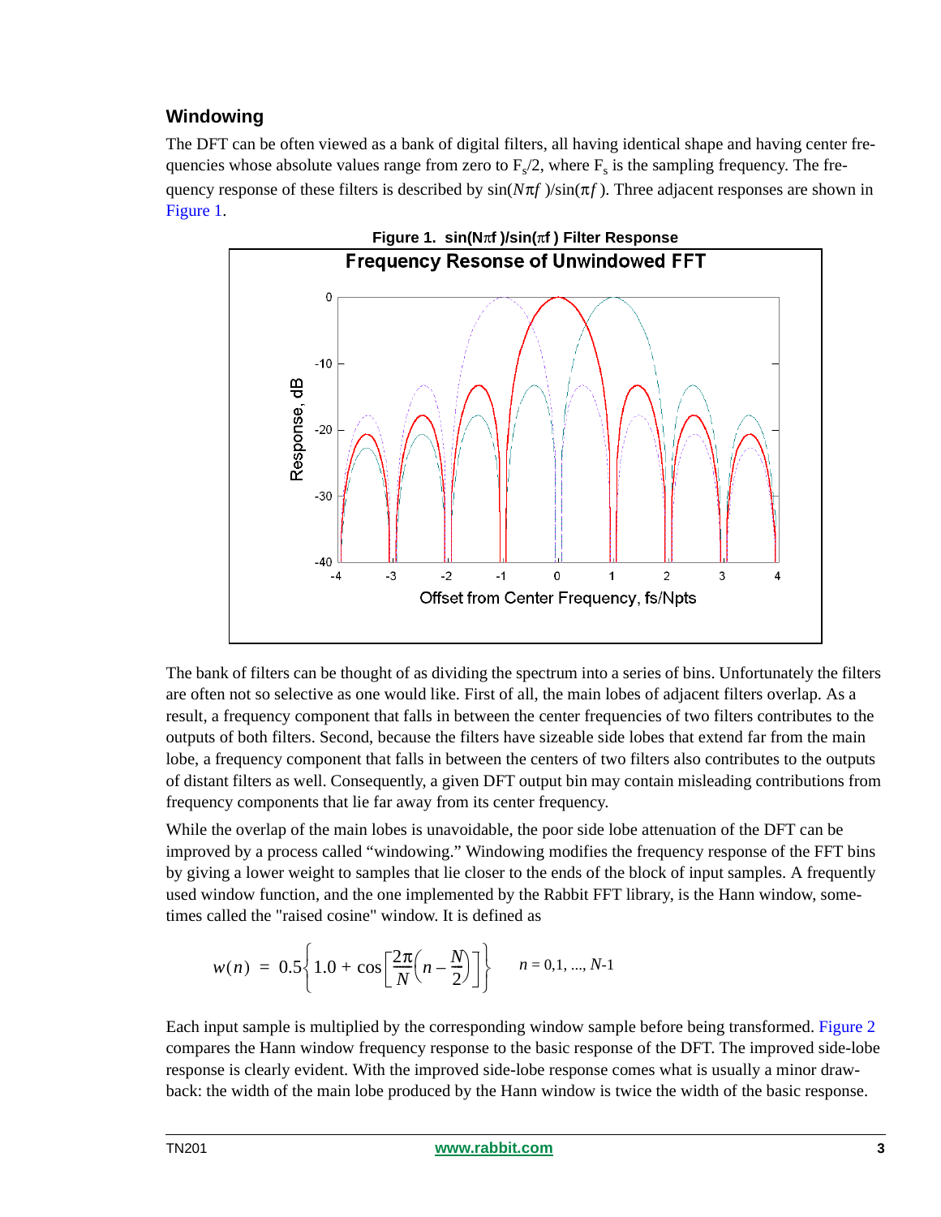## Windowing

The DFT can be often viewed as a bank of digital filters, all having identical shape and having center frequencies whose absolute values range from zero to $F_s/2$, where $F_s$ is the sampling frequency. The frequency response of these filters is described by $\sin(N\pi f)/\sin(\pi f)$. Three adjacent responses are shown in Figure 1.

**Figure 1. $\sin(N\pi f)/\sin(\pi f)$ Filter Response**

The bank of filters can be thought of as dividing the spectrum into a series of bins. Unfortunately the filters are often not so selective as one would like. First of all, the main lobes of adjacent filters overlap. As a result, a frequency component that falls in between the center frequencies of two filters contributes to the outputs of both filters. Second, because the filters have sizeable side lobes that extend far from the main lobe, a frequency component that falls in between the centers of two filters also contributes to the outputs of distant filters as well. Consequently, a given DFT output bin may contain misleading contributions from frequency components that lie far away from its center frequency.

While the overlap of the main lobes is unavoidable, the poor side lobe attenuation of the DFT can be improved by a process called "windowing." Windowing modifies the frequency response of the FFT bins by giving a lower weight to samples that lie closer to the ends of the block of input samples. A frequently used window function, and the one implemented by the Rabbit FFT library, is the Hann window, sometimes called the "raised cosine" window. It is defined as

$$w(n) = 0.5\left\{1.0 + \cos\left[\frac{2\pi}{N}\left(n - \frac{N}{2}\right)\right]\right\} \qquad n = 0, 1, \ldots, N\text{-}1$$

Each input sample is multiplied by the corresponding window sample before being transformed. Figure 2 compares the Hann window frequency response to the basic response of the DFT. The improved side-lobe response is clearly evident. With the improved side-lobe response comes what is usually a minor drawback: the width of the main lobe produced by the Hann window is twice the width of the basic response.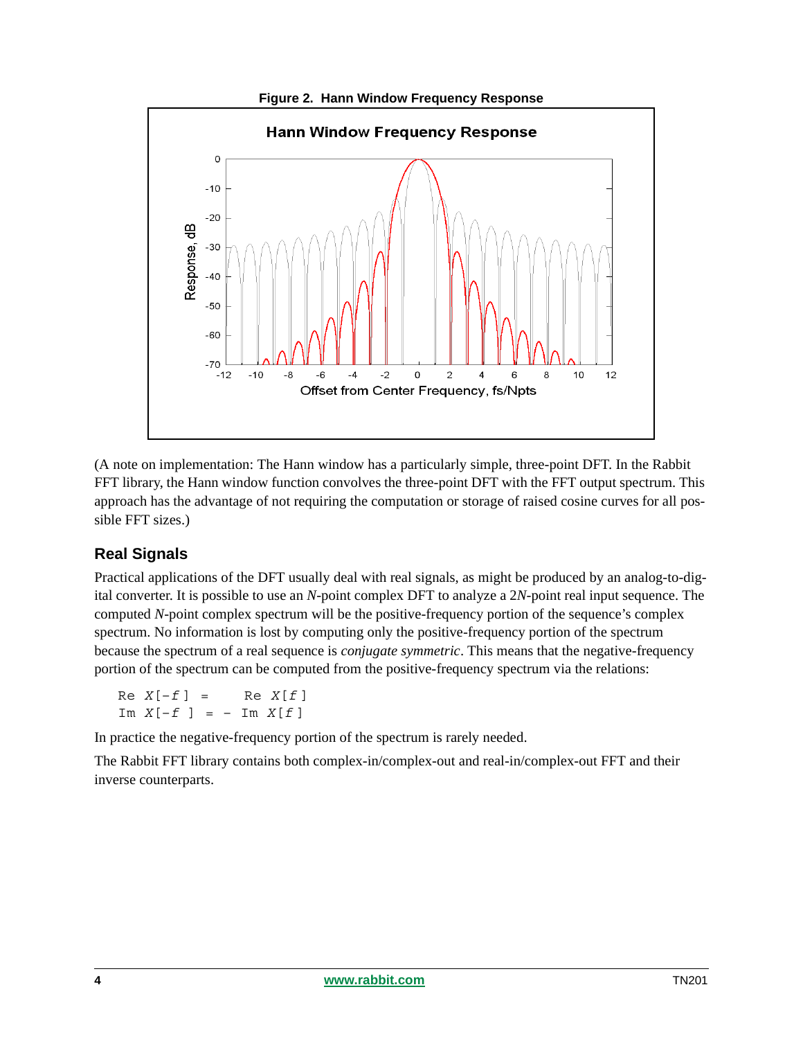Figure 2. Hann Window Frequency Response

(A note on implementation: The Hann window has a particularly simple, three-point DFT. In the Rabbit FFT library, the Hann window function convolves the three-point DFT with the FFT output spectrum. This approach has the advantage of not requiring the computation or storage of raised cosine curves for all possible FFT sizes.)

## Real Signals

Practical applications of the DFT usually deal with real signals, as might be produced by an analog-to-digital converter. It is possible to use an $N$-point complex DFT to analyze a $2N$-point real input sequence. The computed $N$-point complex spectrum will be the positive-frequency portion of the sequence's complex spectrum. No information is lost by computing only the positive-frequency portion of the spectrum because the spectrum of a real sequence is *conjugate symmetric*. This means that the negative-frequency portion of the spectrum can be computed from the positive-frequency spectrum via the relations:

$$\text{Re } X[-f] = \text{Re } X[f]$$
$$\text{Im } X[-f] = -\text{Im } X[f]$$

In practice the negative-frequency portion of the spectrum is rarely needed.

The Rabbit FFT library contains both complex-in/complex-out and real-in/complex-out FFT and their inverse counterparts.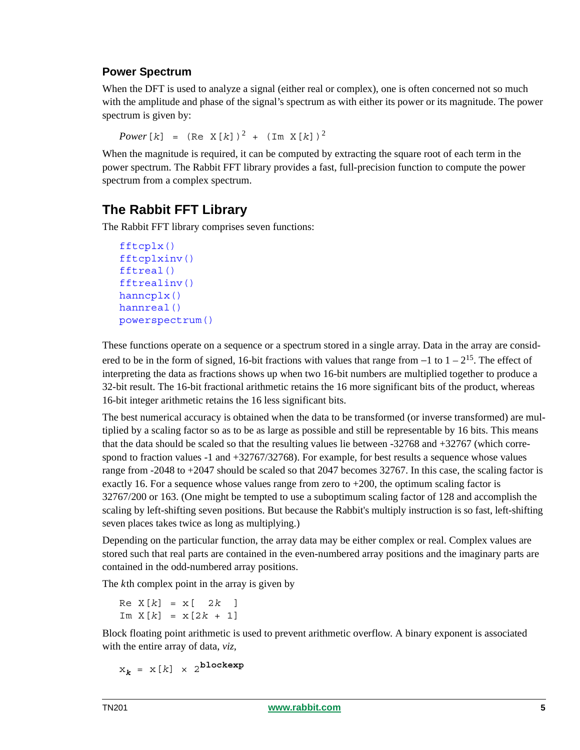### Power Spectrum

When the DFT is used to analyze a signal (either real or complex), one is often concerned not so much with the amplitude and phase of the signal's spectrum as with either its power or its magnitude. The power spectrum is given by:

$$Power[k] = (\text{Re } X[k])^2 + (\text{Im } X[k])^2$$

When the magnitude is required, it can be computed by extracting the square root of each term in the power spectrum. The Rabbit FFT library provides a fast, full-precision function to compute the power spectrum from a complex spectrum.

## The Rabbit FFT Library

The Rabbit FFT library comprises seven functions:

```
fftcplx()
fftcplxinv()
fftreal()
fftrealinv()
hanncplx()
hannreal()
powerspectrum()
```

These functions operate on a sequence or a spectrum stored in a single array. Data in the array are considered to be in the form of signed, 16-bit fractions with values that range from $-1$ to $1 - 2^{15}$. The effect of interpreting the data as fractions shows up when two 16-bit numbers are multiplied together to produce a 32-bit result. The 16-bit fractional arithmetic retains the 16 more significant bits of the product, whereas 16-bit integer arithmetic retains the 16 less significant bits.

The best numerical accuracy is obtained when the data to be transformed (or inverse transformed) are multiplied by a scaling factor so as to be as large as possible and still be representable by 16 bits. This means that the data should be scaled so that the resulting values lie between -32768 and +32767 (which correspond to fraction values -1 and +32767/32768). For example, for best results a sequence whose values range from -2048 to +2047 should be scaled so that 2047 becomes 32767. In this case, the scaling factor is exactly 16. For a sequence whose values range from zero to +200, the optimum scaling factor is 32767/200 or 163. (One might be tempted to use a suboptimum scaling factor of 128 and accomplish the scaling by left-shifting seven positions. But because the Rabbit's multiply instruction is so fast, left-shifting seven places takes twice as long as multiplying.)

Depending on the particular function, the array data may be either complex or real. Complex values are stored such that real parts are contained in the even-numbered array positions and the imaginary parts are contained in the odd-numbered array positions.

The *k*th complex point in the array is given by

$$\text{Re } X[k] = x[2k]$$
$$\text{Im } X[k] = x[2k + 1]$$

Block floating point arithmetic is used to prevent arithmetic overflow. A binary exponent is associated with the entire array of data, *viz,*

$$x_k = x[k] \times 2^{\textbf{blockexp}}$$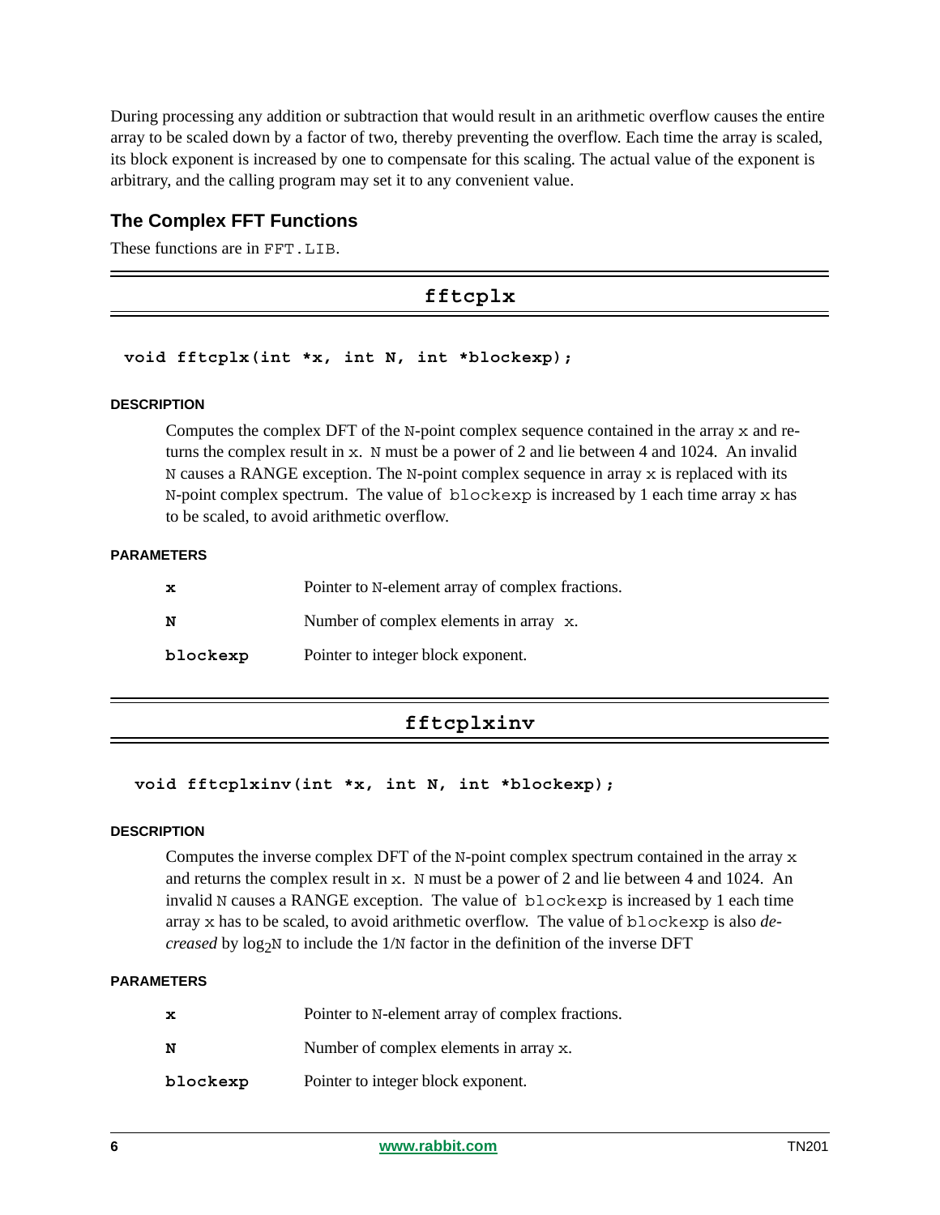During processing any addition or subtraction that would result in an arithmetic overflow causes the entire array to be scaled down by a factor of two, thereby preventing the overflow. Each time the array is scaled, its block exponent is increased by one to compensate for this scaling. The actual value of the exponent is arbitrary, and the calling program may set it to any convenient value.

### The Complex FFT Functions

These functions are in `FFT.LIB`.

## fftcplx

```
void fftcplx(int *x, int N, int *blockexp);
```

#### DESCRIPTION

Computes the complex DFT of the `N`-point complex sequence contained in the array `x` and returns the complex result in `x`. `N` must be a power of 2 and lie between 4 and 1024. An invalid `N` causes a RANGE exception. The `N`-point complex sequence in array `x` is replaced with its `N`-point complex spectrum. The value of `blockexp` is increased by 1 each time array `x` has to be scaled, to avoid arithmetic overflow.

#### PARAMETERS

| | |
|---|---|
| **x** | Pointer to `N`-element array of complex fractions. |
| **N** | Number of complex elements in array `x`. |
| **blockexp** | Pointer to integer block exponent. |

## fftcplxinv

```
void fftcplxinv(int *x, int N, int *blockexp);
```

#### DESCRIPTION

Computes the inverse complex DFT of the `N`-point complex spectrum contained in the array `x` and returns the complex result in `x`. `N` must be a power of 2 and lie between 4 and 1024. An invalid `N` causes a RANGE exception. The value of `blockexp` is increased by 1 each time array `x` has to be scaled, to avoid arithmetic overflow. The value of `blockexp` is also *decreased* by $\log_2 N$ to include the $1/N$ factor in the definition of the inverse DFT

#### PARAMETERS

| | |
|---|---|
| **x** | Pointer to `N`-element array of complex fractions. |
| **N** | Number of complex elements in array `x`. |
| **blockexp** | Pointer to integer block exponent. |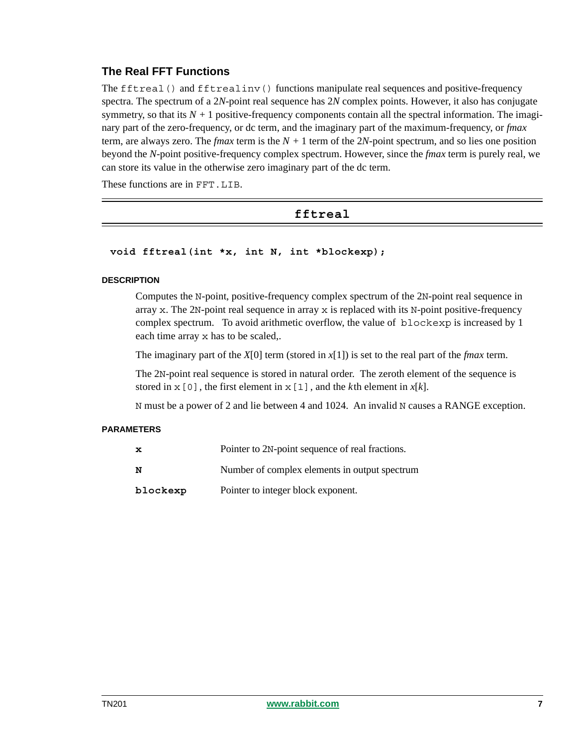## The Real FFT Functions

The `fftreal()` and `fftrealinv()` functions manipulate real sequences and positive-frequency spectra. The spectrum of a $2N$-point real sequence has $2N$ complex points. However, it also has conjugate symmetry, so that its $N + 1$ positive-frequency components contain all the spectral information. The imaginary part of the zero-frequency, or dc term, and the imaginary part of the maximum-frequency, or *fmax* term, are always zero. The *fmax* term is the $N + 1$ term of the $2N$-point spectrum, and so lies one position beyond the $N$-point positive-frequency complex spectrum. However, since the *fmax* term is purely real, we can store its value in the otherwise zero imaginary part of the dc term.

These functions are in `FFT.LIB`.

### fftreal

```
void fftreal(int *x, int N, int *blockexp);
```

#### DESCRIPTION

Computes the `N`-point, positive-frequency complex spectrum of the 2`N`-point real sequence in array `x`. The 2`N`-point real sequence in array `x` is replaced with its `N`-point positive-frequency complex spectrum. To avoid arithmetic overflow, the value of `blockexp` is increased by 1 each time array `x` has to be scaled,.

The imaginary part of the $X[0]$ term (stored in $x[1]$) is set to the real part of the *fmax* term.

The 2`N`-point real sequence is stored in natural order. The zeroth element of the sequence is stored in `x[0]`, the first element in `x[1]`, and the $k$th element in $x[k]$.

`N` must be a power of 2 and lie between 4 and 1024. An invalid `N` causes a RANGE exception.

#### PARAMETERS

| | |
|---|---|
| **x** | Pointer to 2`N`-point sequence of real fractions. |
| **N** | Number of complex elements in output spectrum |
| **blockexp** | Pointer to integer block exponent. |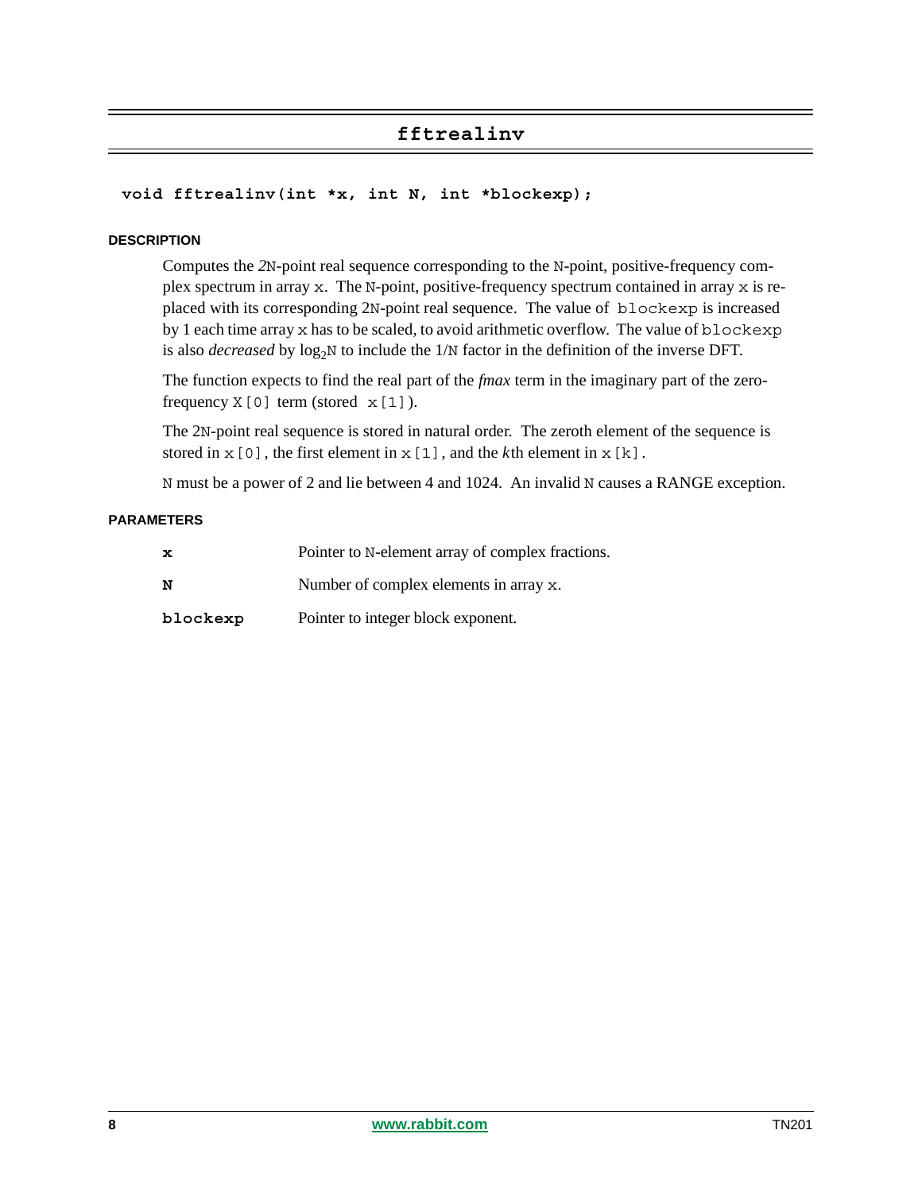## fftrealinv

```
void fftrealinv(int *x, int N, int *blockexp);
```

#### DESCRIPTION

Computes the 2N-point real sequence corresponding to the N-point, positive-frequency complex spectrum in array x. The N-point, positive-frequency spectrum contained in array x is replaced with its corresponding 2N-point real sequence. The value of blockexp is increased by 1 each time array x has to be scaled, to avoid arithmetic overflow. The value of blockexp is also *decreased* by $\log_2 N$ to include the 1/N factor in the definition of the inverse DFT.

The function expects to find the real part of the *fmax* term in the imaginary part of the zero-frequency X[0] term (stored x[1]).

The 2N-point real sequence is stored in natural order. The zeroth element of the sequence is stored in x[0], the first element in x[1], and the *k*th element in x[k].

N must be a power of 2 and lie between 4 and 1024. An invalid N causes a RANGE exception.

#### PARAMETERS

| | |
|---|---|
| **x** | Pointer to N-element array of complex fractions. |
| **N** | Number of complex elements in array x. |
| **blockexp** | Pointer to integer block exponent. |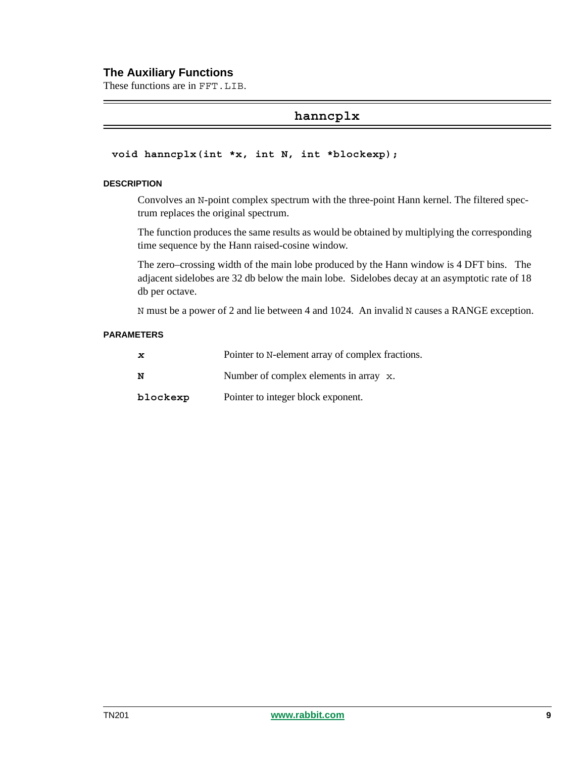## The Auxiliary Functions

These functions are in `FFT.LIB`.

### hanncplx

```
void hanncplx(int *x, int N, int *blockexp);
```

#### DESCRIPTION

Convolves an `N`-point complex spectrum with the three-point Hann kernel. The filtered spectrum replaces the original spectrum.

The function produces the same results as would be obtained by multiplying the corresponding time sequence by the Hann raised-cosine window.

The zero–crossing width of the main lobe produced by the Hann window is 4 DFT bins. The adjacent sidelobes are 32 db below the main lobe. Sidelobes decay at an asymptotic rate of 18 db per octave.

`N` must be a power of 2 and lie between 4 and 1024. An invalid `N` causes a RANGE exception.

#### PARAMETERS

| | |
|---|---|
| ***x*** | Pointer to `N`-element array of complex fractions. |
| **N** | Number of complex elements in array `x`. |
| **blockexp** | Pointer to integer block exponent. |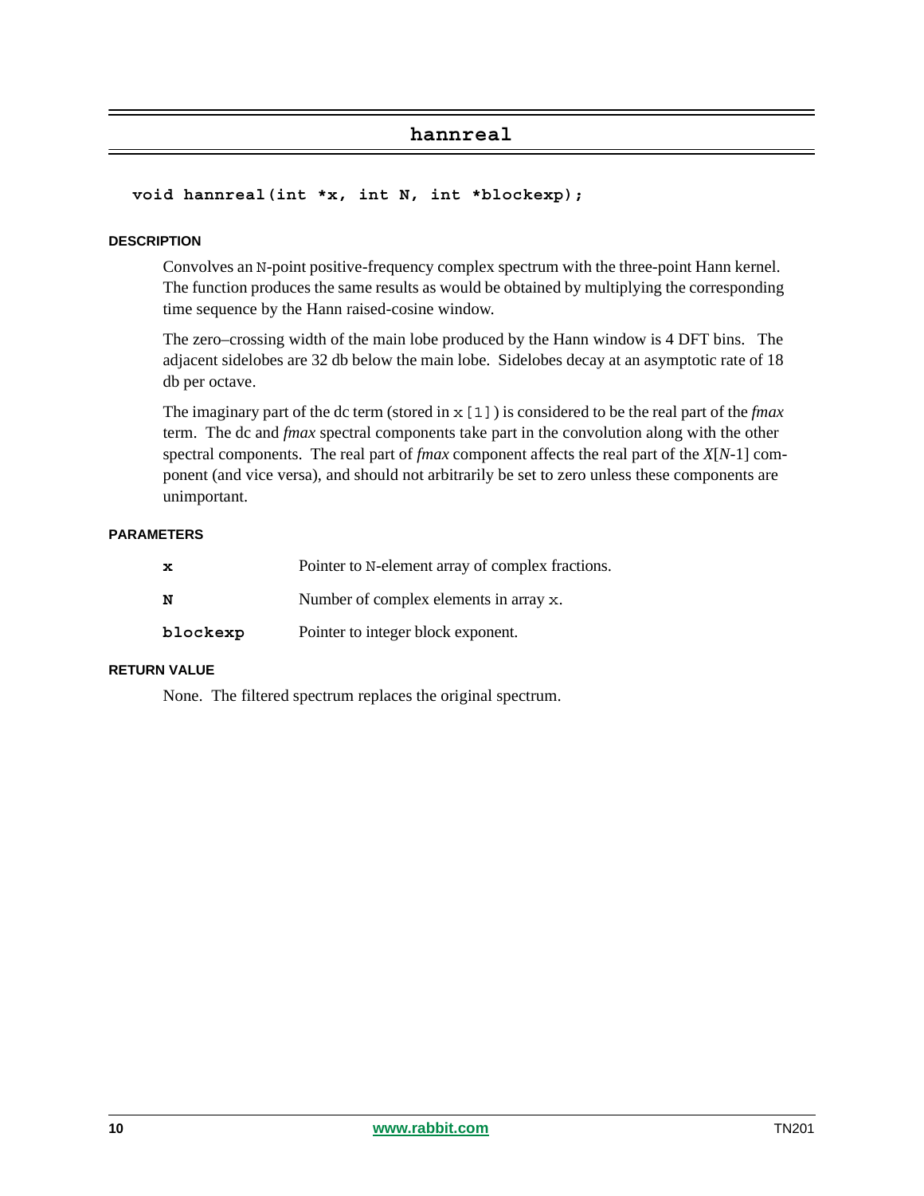## hannreal

```
void hannreal(int *x, int N, int *blockexp);
```

#### DESCRIPTION

Convolves an N-point positive-frequency complex spectrum with the three-point Hann kernel. The function produces the same results as would be obtained by multiplying the corresponding time sequence by the Hann raised-cosine window.

The zero–crossing width of the main lobe produced by the Hann window is 4 DFT bins. The adjacent sidelobes are 32 db below the main lobe. Sidelobes decay at an asymptotic rate of 18 db per octave.

The imaginary part of the dc term (stored in `x[1]`) is considered to be the real part of the *fmax* term. The dc and *fmax* spectral components take part in the convolution along with the other spectral components. The real part of *fmax* component affects the real part of the *X*[*N*-1] component (and vice versa), and should not arbitrarily be set to zero unless these components are unimportant.

#### PARAMETERS

| | |
|---|---|
| **x** | Pointer to N-element array of complex fractions. |
| **N** | Number of complex elements in array x. |
| **blockexp** | Pointer to integer block exponent. |

#### RETURN VALUE

None. The filtered spectrum replaces the original spectrum.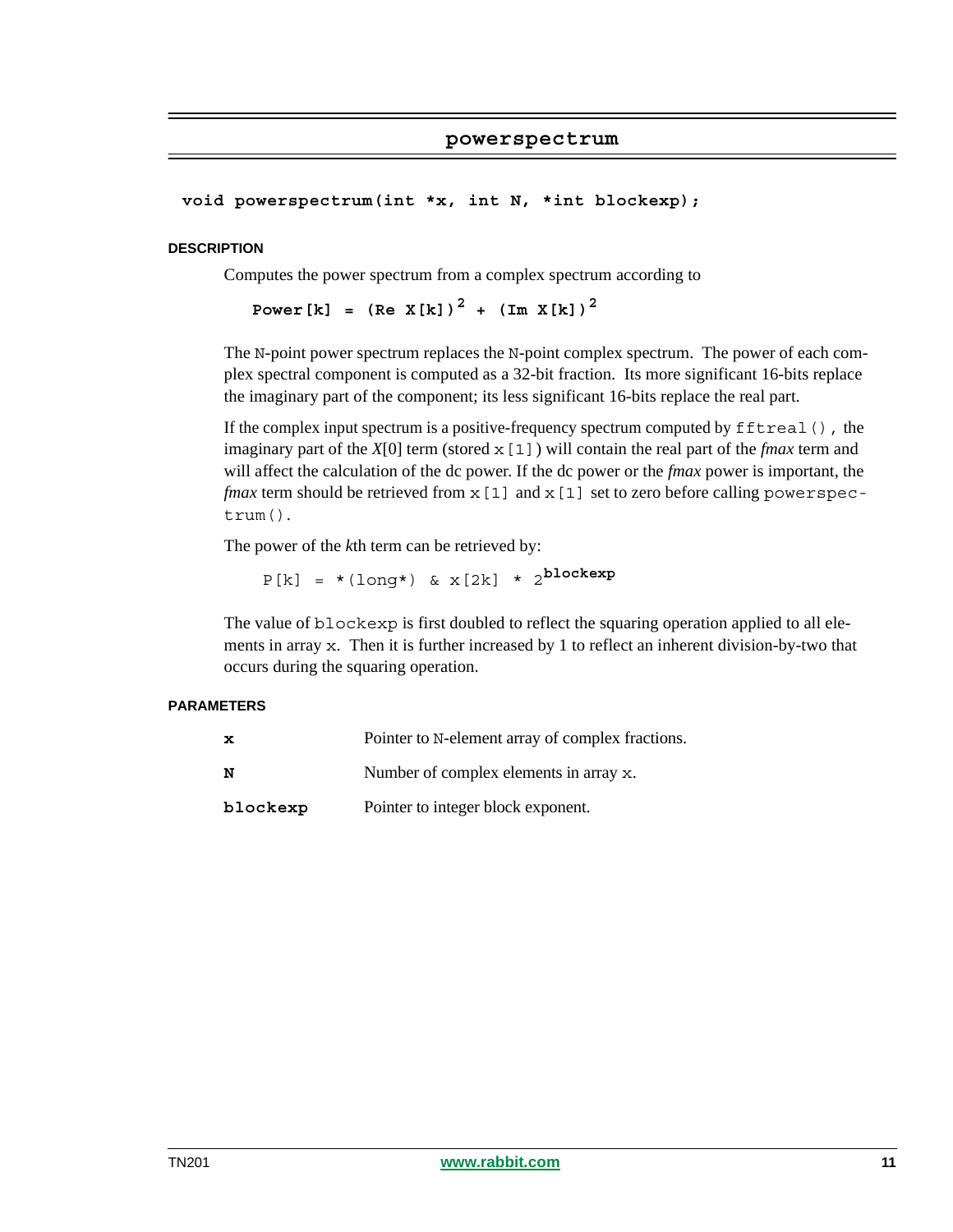## powerspectrum

```
void powerspectrum(int *x, int N, *int blockexp);
```

### DESCRIPTION

Computes the power spectrum from a complex spectrum according to

$$\text{Power[k]} = (\text{Re X[k]})^2 + (\text{Im X[k]})^2$$

The N-point power spectrum replaces the N-point complex spectrum. The power of each complex spectral component is computed as a 32-bit fraction. Its more significant 16-bits replace the imaginary part of the component; its less significant 16-bits replace the real part.

If the complex input spectrum is a positive-frequency spectrum computed by `fftreal()`, the imaginary part of the $X[0]$ term (stored `x[1]`) will contain the real part of the *fmax* term and will affect the calculation of the dc power. If the dc power or the *fmax* power is important, the *fmax* term should be retrieved from `x[1]` and `x[1]` set to zero before calling `powerspectrum()`.

The power of the *k*th term can be retrieved by:

$$\text{P[k]} = *(\text{long}*)\ \&\ \text{x[2k]} * 2^{\text{blockexp}}$$

The value of `blockexp` is first doubled to reflect the squaring operation applied to all elements in array `x`. Then it is further increased by 1 to reflect an inherent division-by-two that occurs during the squaring operation.

### PARAMETERS

| | |
|---|---|
| **x** | Pointer to N-element array of complex fractions. |
| **N** | Number of complex elements in array x. |
| **blockexp** | Pointer to integer block exponent. |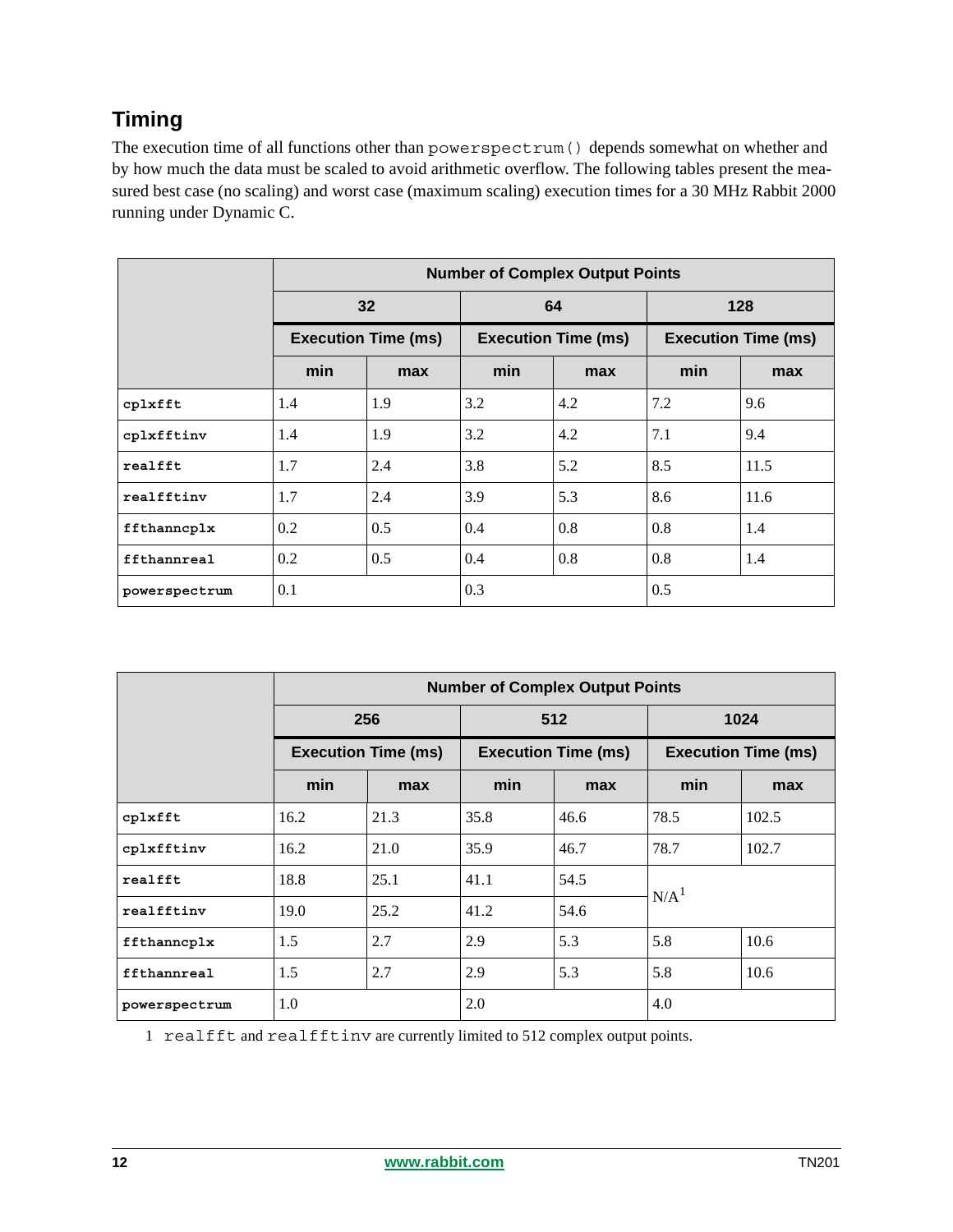## Timing

The execution time of all functions other than `powerspectrum()` depends somewhat on whether and by how much the data must be scaled to avoid arithmetic overflow. The following tables present the measured best case (no scaling) and worst case (maximum scaling) execution times for a 30 MHz Rabbit 2000 running under Dynamic C.

| | Number of Complex Output Points | | | | | |
|---|---|---|---|---|---|---|
| | 32 | | 64 | | 128 | |
| | Execution Time (ms) | | Execution Time (ms) | | Execution Time (ms) | |
| | min | max | min | max | min | max |
| `cplxfft` | 1.4 | 1.9 | 3.2 | 4.2 | 7.2 | 9.6 |
| `cplxfftinv` | 1.4 | 1.9 | 3.2 | 4.2 | 7.1 | 9.4 |
| `realfft` | 1.7 | 2.4 | 3.8 | 5.2 | 8.5 | 11.5 |
| `realfftinv` | 1.7 | 2.4 | 3.9 | 5.3 | 8.6 | 11.6 |
| `ffthanncplx` | 0.2 | 0.5 | 0.4 | 0.8 | 0.8 | 1.4 |
| `ffthannreal` | 0.2 | 0.5 | 0.4 | 0.8 | 0.8 | 1.4 |
| `powerspectrum` | 0.1 | | 0.3 | | 0.5 | |

| | Number of Complex Output Points | | | | | |
|---|---|---|---|---|---|---|
| | 256 | | 512 | | 1024 | |
| | Execution Time (ms) | | Execution Time (ms) | | Execution Time (ms) | |
| | min | max | min | max | min | max |
| `cplxfft` | 16.2 | 21.3 | 35.8 | 46.6 | 78.5 | 102.5 |
| `cplxfftinv` | 16.2 | 21.0 | 35.9 | 46.7 | 78.7 | 102.7 |
| `realfft` | 18.8 | 25.1 | 41.1 | 54.5 | N/A[1] | |
| `realfftinv` | 19.0 | 25.2 | 41.2 | 54.6 | | |
| `ffthanncplx` | 1.5 | 2.7 | 2.9 | 5.3 | 5.8 | 10.6 |
| `ffthannreal` | 1.5 | 2.7 | 2.9 | 5.3 | 5.8 | 10.6 |
| `powerspectrum` | 1.0 | | 2.0 | | 4.0 | |

1 `realfft` and `realfftinv` are currently limited to 512 complex output points.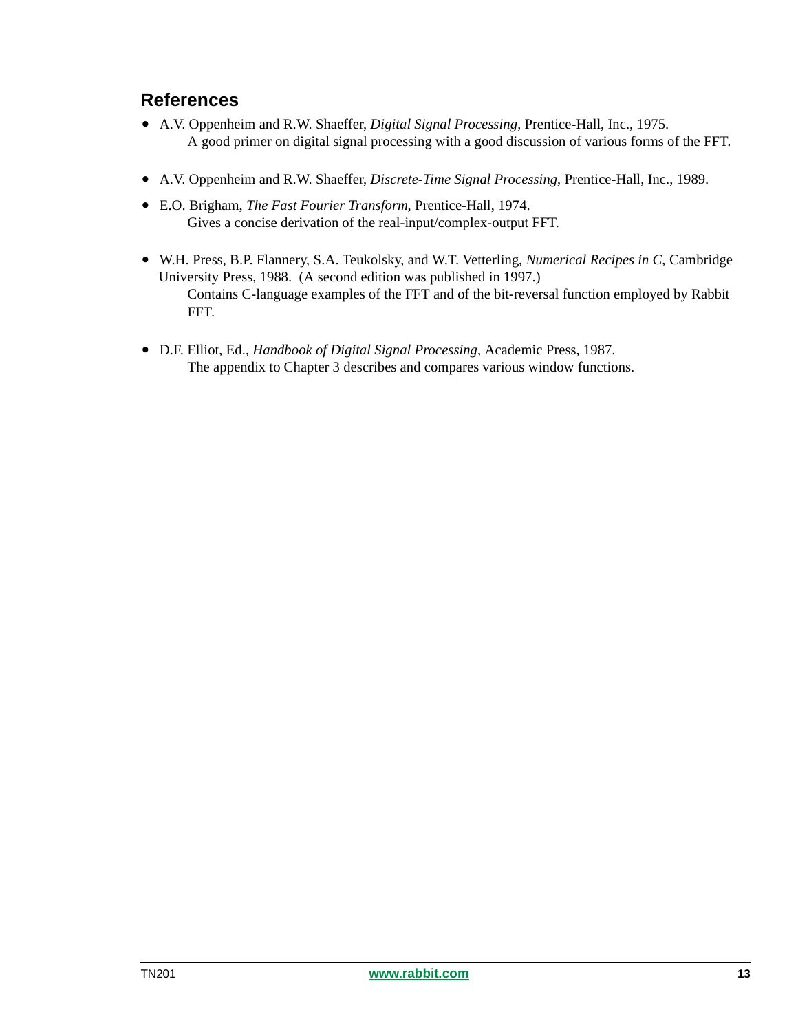## References

- A.V. Oppenheim and R.W. Shaeffer, *Digital Signal Processing*, Prentice-Hall, Inc., 1975.
  A good primer on digital signal processing with a good discussion of various forms of the FFT.

- A.V. Oppenheim and R.W. Shaeffer, *Discrete-Time Signal Processing*, Prentice-Hall, Inc., 1989.

- E.O. Brigham, *The Fast Fourier Transform*, Prentice-Hall, 1974.
  Gives a concise derivation of the real-input/complex-output FFT.

- W.H. Press, B.P. Flannery, S.A. Teukolsky, and W.T. Vetterling, *Numerical Recipes in C*, Cambridge University Press, 1988. (A second edition was published in 1997.)
  Contains C-language examples of the FFT and of the bit-reversal function employed by Rabbit FFT.

- D.F. Elliot, Ed., *Handbook of Digital Signal Processing*, Academic Press, 1987.
  The appendix to Chapter 3 describes and compares various window functions.